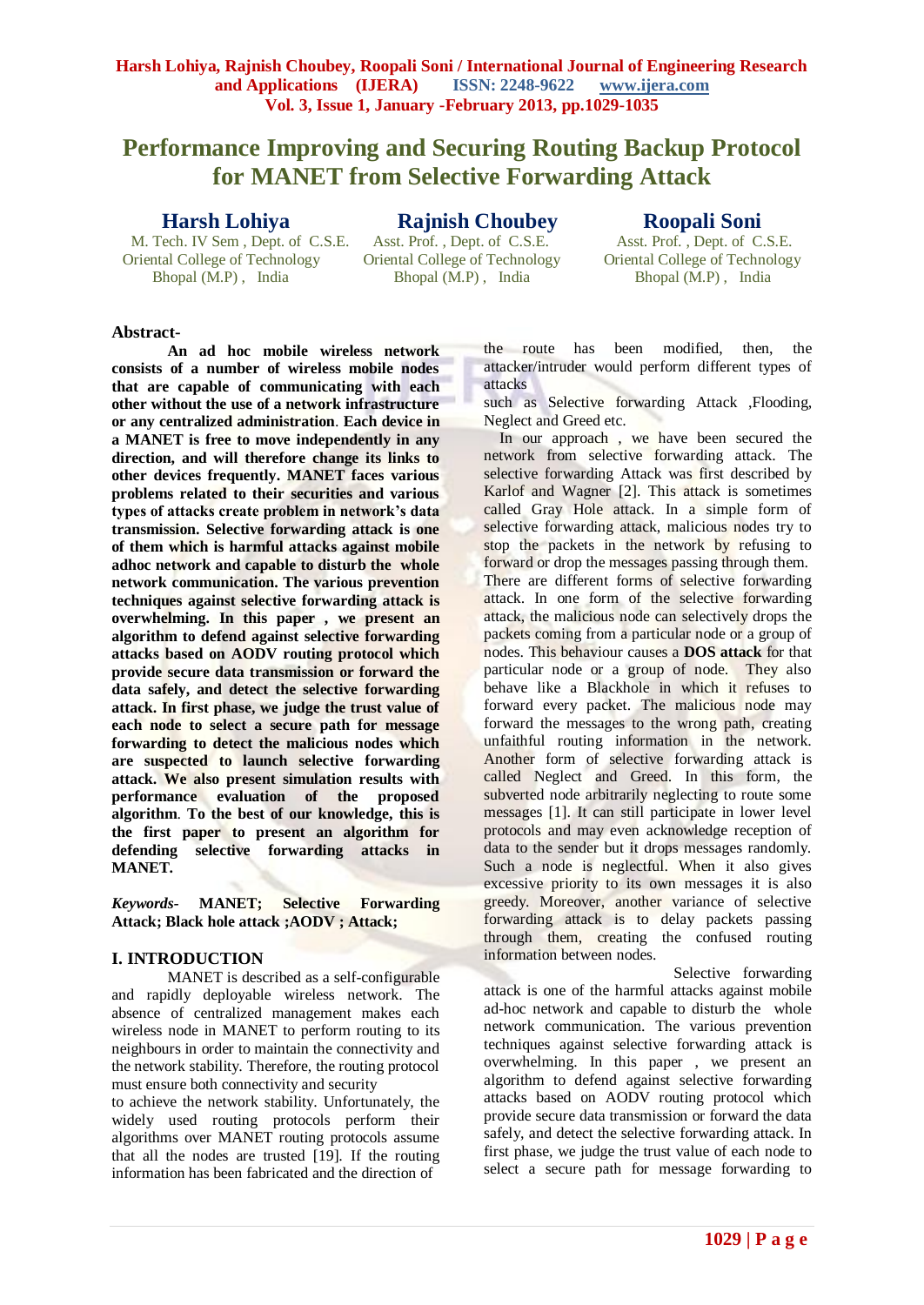# Performance Improving and Securing Routing Backup Protocol for MANET from Selective Forwarding Attack

**Harsh Lohiya**
M. Tech. IV Sem , Dept. of C.S.E.
Oriental College of Technology
Bhopal (M.P) , India

**Rajnish Choubey**
Asst. Prof. , Dept. of C.S.E.
Oriental College of Technology
Bhopal (M.P) , India

**Roopali Soni**
Asst. Prof. , Dept. of C.S.E.
Oriental College of Technology
Bhopal (M.P) , India

**Abstract-**

**An ad hoc mobile wireless network consists of a number of wireless mobile nodes that are capable of communicating with each other without the use of a network infrastructure or any centralized administration. Each device in a MANET is free to move independently in any direction, and will therefore change its links to other devices frequently. MANET faces various problems related to their securities and various types of attacks create problem in network's data transmission. Selective forwarding attack is one of them which is harmful attacks against mobile adhoc network and capable to disturb the whole network communication. The various prevention techniques against selective forwarding attack is overwhelming. In this paper , we present an algorithm to defend against selective forwarding attacks based on AODV routing protocol which provide secure data transmission or forward the data safely, and detect the selective forwarding attack. In first phase, we judge the trust value of each node to select a secure path for message forwarding to detect the malicious nodes which are suspected to launch selective forwarding attack. We also present simulation results with performance evaluation of the proposed algorithm. To the best of our knowledge, this is the first paper to present an algorithm for defending selective forwarding attacks in MANET.**

***Keywords-*** **MANET; Selective Forwarding Attack; Black hole attack ;AODV ; Attack;**

## I. INTRODUCTION

MANET is described as a self-configurable and rapidly deployable wireless network. The absence of centralized management makes each wireless node in MANET to perform routing to its neighbours in order to maintain the connectivity and the network stability. Therefore, the routing protocol must ensure both connectivity and security to achieve the network stability. Unfortunately, the widely used routing protocols perform their algorithms over MANET routing protocols assume that all the nodes are trusted [19]. If the routing information has been fabricated and the direction of the route has been modified, then, the attacker/intruder would perform different types of attacks such as Selective forwarding Attack ,Flooding, Neglect and Greed etc.

In our approach , we have been secured the network from selective forwarding attack. The selective forwarding Attack was first described by Karlof and Wagner [2]. This attack is sometimes called Gray Hole attack. In a simple form of selective forwarding attack, malicious nodes try to stop the packets in the network by refusing to forward or drop the messages passing through them. There are different forms of selective forwarding attack. In one form of the selective forwarding attack, the malicious node can selectively drops the packets coming from a particular node or a group of nodes. This behaviour causes a **DOS attack** for that particular node or a group of node. They also behave like a Blackhole in which it refuses to forward every packet. The malicious node may forward the messages to the wrong path, creating unfaithful routing information in the network. Another form of selective forwarding attack is called Neglect and Greed. In this form, the subverted node arbitrarily neglecting to route some messages [1]. It can still participate in lower level protocols and may even acknowledge reception of data to the sender but it drops messages randomly. Such a node is neglectful. When it also gives excessive priority to its own messages it is also greedy. Moreover, another variance of selective forwarding attack is to delay packets passing through them, creating the confused routing information between nodes.

Selective forwarding attack is one of the harmful attacks against mobile ad-hoc network and capable to disturb the whole network communication. The various prevention techniques against selective forwarding attack is overwhelming. In this paper , we present an algorithm to defend against selective forwarding attacks based on AODV routing protocol which provide secure data transmission or forward the data safely, and detect the selective forwarding attack. In first phase, we judge the trust value of each node to select a secure path for message forwarding to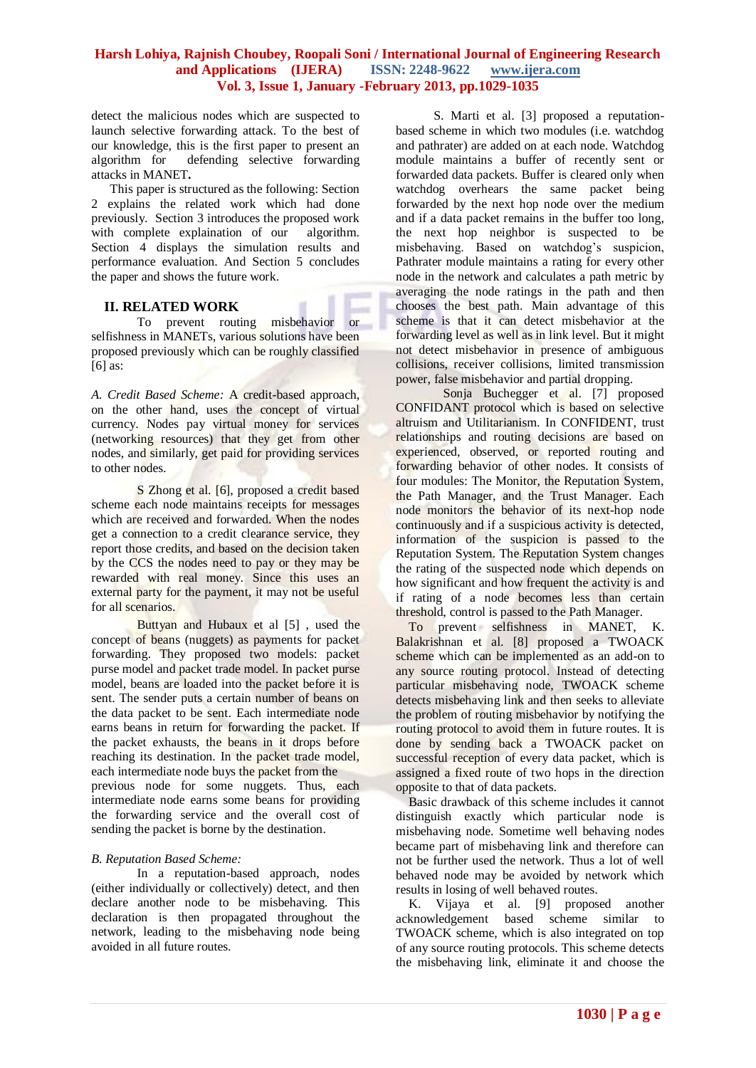detect the malicious nodes which are suspected to launch selective forwarding attack. To the best of our knowledge, this is the first paper to present an algorithm for defending selective forwarding attacks in MANET.

This paper is structured as the following: Section 2 explains the related work which had done previously. Section 3 introduces the proposed work with complete explaination of our algorithm. Section 4 displays the simulation results and performance evaluation. And Section 5 concludes the paper and shows the future work.

## II. RELATED WORK

To prevent routing misbehavior or selfishness in MANETs, various solutions have been proposed previously which can be roughly classified [6] as:

*A. Credit Based Scheme:* A credit-based approach, on the other hand, uses the concept of virtual currency. Nodes pay virtual money for services (networking resources) that they get from other nodes, and similarly, get paid for providing services to other nodes.

S Zhong et al. [6], proposed a credit based scheme each node maintains receipts for messages which are received and forwarded. When the nodes get a connection to a credit clearance service, they report those credits, and based on the decision taken by the CCS the nodes need to pay or they may be rewarded with real money. Since this uses an external party for the payment, it may not be useful for all scenarios.

Buttyan and Hubaux et al [5] , used the concept of beans (nuggets) as payments for packet forwarding. They proposed two models: packet purse model and packet trade model. In packet purse model, beans are loaded into the packet before it is sent. The sender puts a certain number of beans on the data packet to be sent. Each intermediate node earns beans in return for forwarding the packet. If the packet exhausts, the beans in it drops before reaching its destination. In the packet trade model, each intermediate node buys the packet from the previous node for some nuggets. Thus, each intermediate node earns some beans for providing the forwarding service and the overall cost of sending the packet is borne by the destination.

*B. Reputation Based Scheme:*

In a reputation-based approach, nodes (either individually or collectively) detect, and then declare another node to be misbehaving. This declaration is then propagated throughout the network, leading to the misbehaving node being avoided in all future routes.

S. Marti et al. [3] proposed a reputation-based scheme in which two modules (i.e. watchdog and pathrater) are added on at each node. Watchdog module maintains a buffer of recently sent or forwarded data packets. Buffer is cleared only when watchdog overhears the same packet being forwarded by the next hop node over the medium and if a data packet remains in the buffer too long, the next hop neighbor is suspected to be misbehaving. Based on watchdog's suspicion, Pathrater module maintains a rating for every other node in the network and calculates a path metric by averaging the node ratings in the path and then chooses the best path. Main advantage of this scheme is that it can detect misbehavior at the forwarding level as well as in link level. But it might not detect misbehavior in presence of ambiguous collisions, receiver collisions, limited transmission power, false misbehavior and partial dropping.

Sonja Buchegger et al. [7] proposed CONFIDANT protocol which is based on selective altruism and Utilitarianism. In CONFIDENT, trust relationships and routing decisions are based on experienced, observed, or reported routing and forwarding behavior of other nodes. It consists of four modules: The Monitor, the Reputation System, the Path Manager, and the Trust Manager. Each node monitors the behavior of its next-hop node continuously and if a suspicious activity is detected, information of the suspicion is passed to the Reputation System. The Reputation System changes the rating of the suspected node which depends on how significant and how frequent the activity is and if rating of a node becomes less than certain threshold, control is passed to the Path Manager.

To prevent selfishness in MANET, K. Balakrishnan et al. [8] proposed a TWOACK scheme which can be implemented as an add-on to any source routing protocol. Instead of detecting particular misbehaving node, TWOACK scheme detects misbehaving link and then seeks to alleviate the problem of routing misbehavior by notifying the routing protocol to avoid them in future routes. It is done by sending back a TWOACK packet on successful reception of every data packet, which is assigned a fixed route of two hops in the direction opposite to that of data packets.

Basic drawback of this scheme includes it cannot distinguish exactly which particular node is misbehaving node. Sometime well behaving nodes became part of misbehaving link and therefore can not be further used the network. Thus a lot of well behaved node may be avoided by network which results in losing of well behaved routes.

K. Vijaya et al. [9] proposed another acknowledgement based scheme similar to TWOACK scheme, which is also integrated on top of any source routing protocols. This scheme detects the misbehaving link, eliminate it and choose the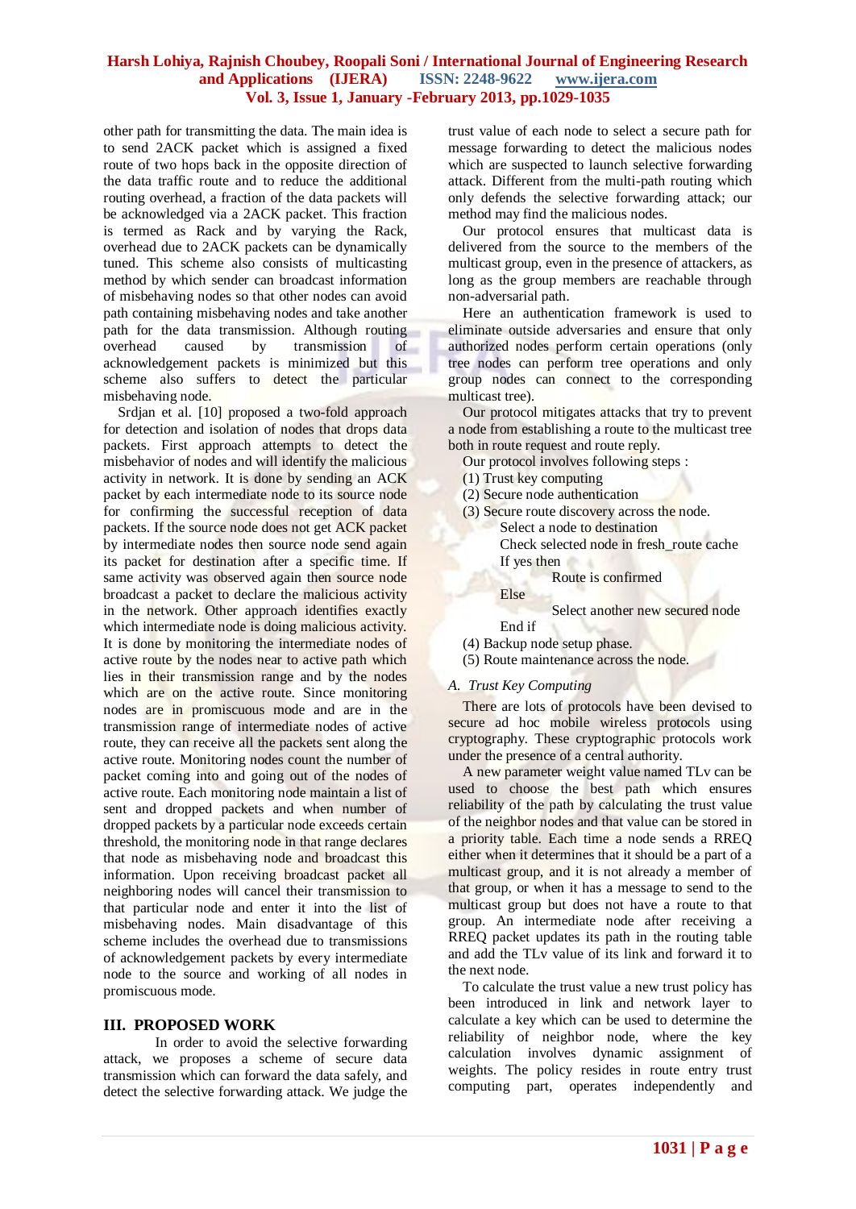other path for transmitting the data. The main idea is to send 2ACK packet which is assigned a fixed route of two hops back in the opposite direction of the data traffic route and to reduce the additional routing overhead, a fraction of the data packets will be acknowledged via a 2ACK packet. This fraction is termed as Rack and by varying the Rack, overhead due to 2ACK packets can be dynamically tuned. This scheme also consists of multicasting method by which sender can broadcast information of misbehaving nodes so that other nodes can avoid path containing misbehaving nodes and take another path for the data transmission. Although routing overhead caused by transmission of acknowledgement packets is minimized but this scheme also suffers to detect the particular misbehaving node.

Srdjan et al. [10] proposed a two-fold approach for detection and isolation of nodes that drops data packets. First approach attempts to detect the misbehavior of nodes and will identify the malicious activity in network. It is done by sending an ACK packet by each intermediate node to its source node for confirming the successful reception of data packets. If the source node does not get ACK packet by intermediate nodes then source node send again its packet for destination after a specific time. If same activity was observed again then source node broadcast a packet to declare the malicious activity in the network. Other approach identifies exactly which intermediate node is doing malicious activity. It is done by monitoring the intermediate nodes of active route by the nodes near to active path which lies in their transmission range and by the nodes which are on the active route. Since monitoring nodes are in promiscuous mode and are in the transmission range of intermediate nodes of active route, they can receive all the packets sent along the active route. Monitoring nodes count the number of packet coming into and going out of the nodes of active route. Each monitoring node maintain a list of sent and dropped packets and when number of dropped packets by a particular node exceeds certain threshold, the monitoring node in that range declares that node as misbehaving node and broadcast this information. Upon receiving broadcast packet all neighboring nodes will cancel their transmission to that particular node and enter it into the list of misbehaving nodes. Main disadvantage of this scheme includes the overhead due to transmissions of acknowledgement packets by every intermediate node to the source and working of all nodes in promiscuous mode.

## III. PROPOSED WORK

In order to avoid the selective forwarding attack, we proposes a scheme of secure data transmission which can forward the data safely, and detect the selective forwarding attack. We judge the trust value of each node to select a secure path for message forwarding to detect the malicious nodes which are suspected to launch selective forwarding attack. Different from the multi-path routing which only defends the selective forwarding attack; our method may find the malicious nodes.

Our protocol ensures that multicast data is delivered from the source to the members of the multicast group, even in the presence of attackers, as long as the group members are reachable through non-adversarial path.

Here an authentication framework is used to eliminate outside adversaries and ensure that only authorized nodes perform certain operations (only tree nodes can perform tree operations and only group nodes can connect to the corresponding multicast tree).

Our protocol mitigates attacks that try to prevent a node from establishing a route to the multicast tree both in route request and route reply.

Our protocol involves following steps :

(1) Trust key computing
(2) Secure node authentication
(3) Secure route discovery across the node.

```
Select a node to destination
Check selected node in fresh_route cache
If yes then
        Route is confirmed
Else
        Select another new secured node
End if
```

(4) Backup node setup phase.
(5) Route maintenance across the node.

### *A. Trust Key Computing*

There are lots of protocols have been devised to secure ad hoc mobile wireless protocols using cryptography. These cryptographic protocols work under the presence of a central authority.

A new parameter weight value named TLv can be used to choose the best path which ensures reliability of the path by calculating the trust value of the neighbor nodes and that value can be stored in a priority table. Each time a node sends a RREQ either when it determines that it should be a part of a multicast group, and it is not already a member of that group, or when it has a message to send to the multicast group but does not have a route to that group. An intermediate node after receiving a RREQ packet updates its path in the routing table and add the TLv value of its link and forward it to the next node.

To calculate the trust value a new trust policy has been introduced in link and network layer to calculate a key which can be used to determine the reliability of neighbor node, where the key calculation involves dynamic assignment of weights. The policy resides in route entry trust computing part, operates independently and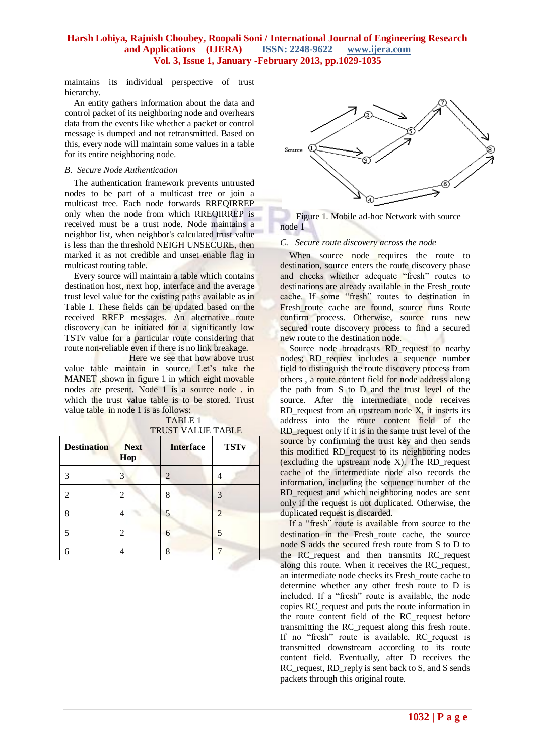maintains its individual perspective of trust hierarchy.

An entity gathers information about the data and control packet of its neighboring node and overhears data from the events like whether a packet or control message is dumped and not retransmitted. Based on this, every node will maintain some values in a table for its entire neighboring node.

### B. *Secure Node Authentication*

The authentication framework prevents untrusted nodes to be part of a multicast tree or join a multicast tree. Each node forwards RREQIRREP only when the node from which RREQIRREP is received must be a trust node. Node maintains a neighbor list, when neighbor's calculated trust value is less than the threshold NEIGH UNSECURE, then marked it as not credible and unset enable flag in multicast routing table.

Every source will maintain a table which contains destination host, next hop, interface and the average trust level value for the existing paths available as in Table I. These fields can be updated based on the received RREP messages. An alternative route discovery can be initiated for a significantly low TSTv value for a particular route considering that route non-reliable even if there is no link breakage.

Here we see that how above trust value table maintain in source. Let's take the MANET ,shown in figure 1 in which eight movable nodes are present. Node 1 is a source node . in which the trust value table is to be stored. Trust value table in node 1 is as follows:

TABLE 1
TRUST VALUE TABLE

| Destination | Next Hop | Interface | TSTv |
|---|---|---|---|
| 3 | 3 | 2 | 4 |
| 2 | 2 | 8 | 3 |
| 8 | 4 | 5 | 2 |
| 5 | 2 | 6 | 5 |
| 6 | 4 | 8 | 7 |

Figure 1. Mobile ad-hoc Network with source node 1

### C. *Secure route discovery across the node*

When source node requires the route to destination, source enters the route discovery phase and checks whether adequate "fresh" routes to destinations are already available in the Fresh_route cache. If some "fresh" routes to destination in Fresh_route cache are found, source runs Route confirm process. Otherwise, source runs new secured route discovery process to find a secured new route to the destination node.

Source node broadcasts RD_request to nearby nodes; RD_request includes a sequence number field to distinguish the route discovery process from others , a route content field for node address along the path from S to D and the trust level of the source. After the intermediate node receives RD_request from an upstream node X, it inserts its address into the route content field of the RD_request only if it is in the same trust level of the source by confirming the trust key and then sends this modified RD_request to its neighboring nodes (excluding the upstream node X). The RD_request cache of the intermediate node also records the information, including the sequence number of the RD_request and which neighboring nodes are sent only if the request is not duplicated. Otherwise, the duplicated request is discarded.

If a "fresh" route is available from source to the destination in the Fresh_route cache, the source node S adds the secured fresh route from S to D to the RC_request and then transmits the RC_request along this route. When it receives the RC_request, an intermediate node checks its Fresh_route cache to determine whether any other fresh route to D is included. If a "fresh" route is available, the node copies RC_request and puts the route information in the route content field of the RC_request before transmitting the RC_request along this fresh route. If no "fresh" route is available, RC_request is transmitted downstream according to its route content field. Eventually, after D receives the RC_request, RD_reply is sent back to S, and S sends packets through this original route.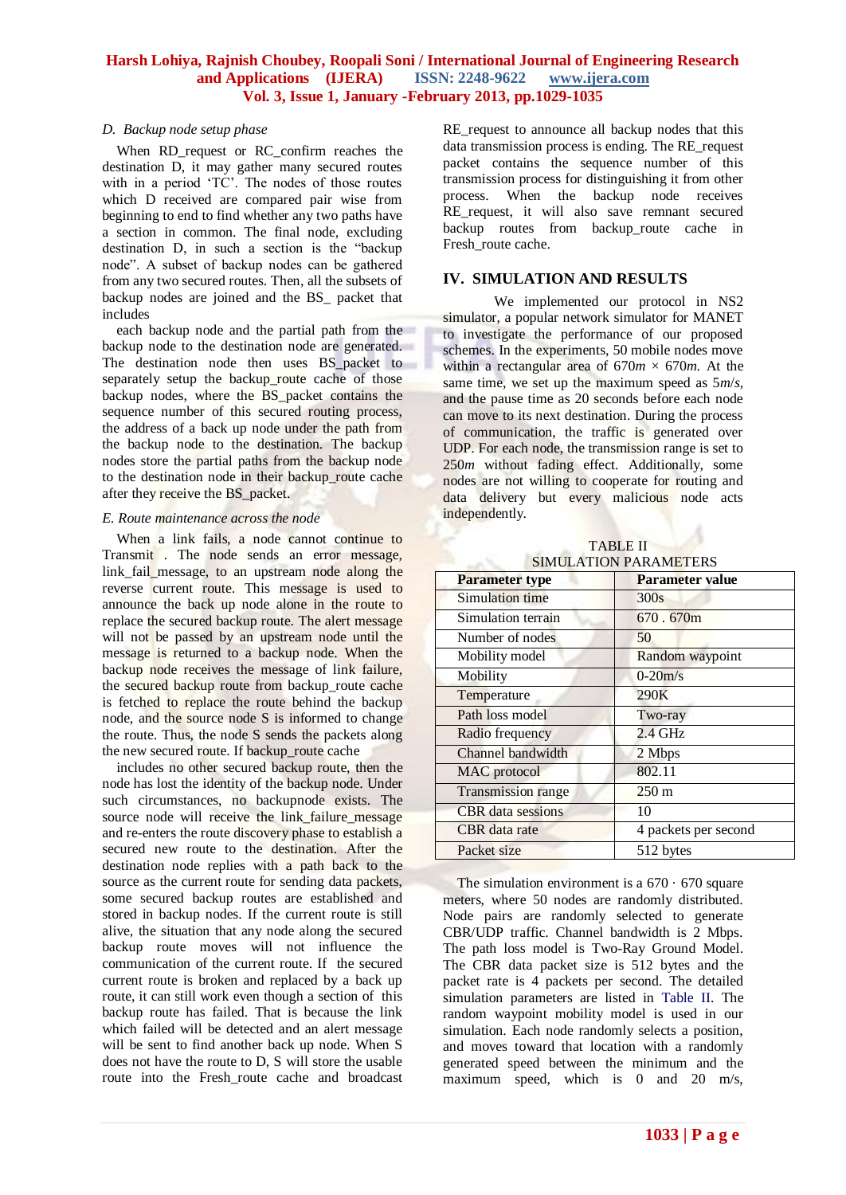### D. Backup node setup phase

When RD_request or RC_confirm reaches the destination D, it may gather many secured routes with in a period 'TC'. The nodes of those routes which D received are compared pair wise from beginning to end to find whether any two paths have a section in common. The final node, excluding destination D, in such a section is the "backup node". A subset of backup nodes can be gathered from any two secured routes. Then, all the subsets of backup nodes are joined and the BS_ packet that includes

each backup node and the partial path from the backup node to the destination node are generated. The destination node then uses BS_packet to separately setup the backup_route cache of those backup nodes, where the BS_packet contains the sequence number of this secured routing process, the address of a back up node under the path from the backup node to the destination. The backup nodes store the partial paths from the backup node to the destination node in their backup_route cache after they receive the BS_packet.

### E. Route maintenance across the node

When a link fails, a node cannot continue to Transmit . The node sends an error message, link_fail_message, to an upstream node along the reverse current route. This message is used to announce the back up node alone in the route to replace the secured backup route. The alert message will not be passed by an upstream node until the message is returned to a backup node. When the backup node receives the message of link failure, the secured backup route from backup_route cache is fetched to replace the route behind the backup node, and the source node S is informed to change the route. Thus, the node S sends the packets along the new secured route. If backup_route cache

includes no other secured backup route, then the node has lost the identity of the backup node. Under such circumstances, no backupnode exists. The source node will receive the link_failure_message and re-enters the route discovery phase to establish a secured new route to the destination. After the destination node replies with a path back to the source as the current route for sending data packets, some secured backup routes are established and stored in backup nodes. If the current route is still alive, the situation that any node along the secured backup route moves will not influence the communication of the current route. If the secured current route is broken and replaced by a back up route, it can still work even though a section of this backup route has failed. That is because the link which failed will be detected and an alert message will be sent to find another back up node. When S does not have the route to D, S will store the usable route into the Fresh_route cache and broadcast RE_request to announce all backup nodes that this data transmission process is ending. The RE_request packet contains the sequence number of this transmission process for distinguishing it from other process. When the backup node receives RE_request, it will also save remnant secured backup routes from backup_route cache in Fresh_route cache.

## IV. SIMULATION AND RESULTS

We implemented our protocol in NS2 simulator, a popular network simulator for MANET to investigate the performance of our proposed schemes. In the experiments, 50 mobile nodes move within a rectangular area of 670*m* × 670*m*. At the same time, we set up the maximum speed as 5*m/s*, and the pause time as 20 seconds before each node can move to its next destination. During the process of communication, the traffic is generated over UDP. For each node, the transmission range is set to 250*m* without fading effect. Additionally, some nodes are not willing to cooperate for routing and data delivery but every malicious node acts independently.

TABLE II
SIMULATION PARAMETERS

| Parameter type | Parameter value |
|---|---|
| Simulation time | 300s |
| Simulation terrain | 670 . 670m |
| Number of nodes | 50 |
| Mobility model | Random waypoint |
| Mobility | 0-20m/s |
| Temperature | 290K |
| Path loss model | Two-ray |
| Radio frequency | 2.4 GHz |
| Channel bandwidth | 2 Mbps |
| MAC protocol | 802.11 |
| Transmission range | 250 m |
| CBR data sessions | 10 |
| CBR data rate | 4 packets per second |
| Packet size | 512 bytes |

The simulation environment is a 670 · 670 square meters, where 50 nodes are randomly distributed. Node pairs are randomly selected to generate CBR/UDP traffic. Channel bandwidth is 2 Mbps. The path loss model is Two-Ray Ground Model. The CBR data packet size is 512 bytes and the packet rate is 4 packets per second. The detailed simulation parameters are listed in Table II. The random waypoint mobility model is used in our simulation. Each node randomly selects a position, and moves toward that location with a randomly generated speed between the minimum and the maximum speed, which is 0 and 20 m/s,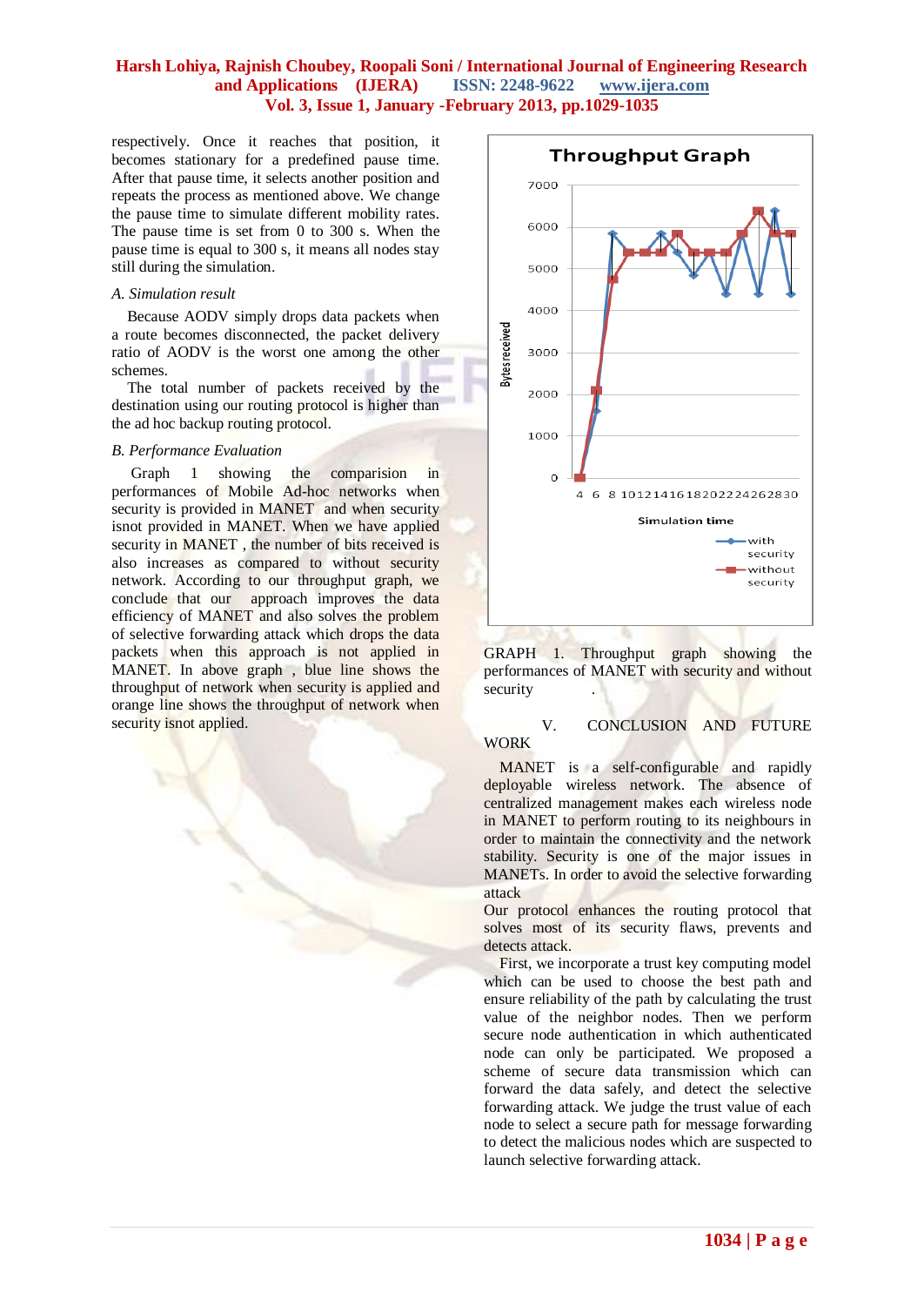respectively. Once it reaches that position, it becomes stationary for a predefined pause time. After that pause time, it selects another position and repeats the process as mentioned above. We change the pause time to simulate different mobility rates. The pause time is set from 0 to 300 s. When the pause time is equal to 300 s, it means all nodes stay still during the simulation.

*A. Simulation result*

Because AODV simply drops data packets when a route becomes disconnected, the packet delivery ratio of AODV is the worst one among the other schemes.

The total number of packets received by the destination using our routing protocol is higher than the ad hoc backup routing protocol.

*B. Performance Evaluation*

Graph 1 showing the comparision in performances of Mobile Ad-hoc networks when security is provided in MANET and when security isnot provided in MANET. When we have applied security in MANET , the number of bits received is also increases as compared to without security network. According to our throughput graph, we conclude that our approach improves the data efficiency of MANET and also solves the problem of selective forwarding attack which drops the data packets when this approach is not applied in MANET. In above graph , blue line shows the throughput of network when security is applied and orange line shows the throughput of network when security isnot applied.

GRAPH 1. Throughput graph showing the performances of MANET with security and without security .

## V. CONCLUSION AND FUTURE WORK

MANET is a self-configurable and rapidly deployable wireless network. The absence of centralized management makes each wireless node in MANET to perform routing to its neighbours in order to maintain the connectivity and the network stability. Security is one of the major issues in MANETs. In order to avoid the selective forwarding attack

Our protocol enhances the routing protocol that solves most of its security flaws, prevents and detects attack.

First, we incorporate a trust key computing model which can be used to choose the best path and ensure reliability of the path by calculating the trust value of the neighbor nodes. Then we perform secure node authentication in which authenticated node can only be participated. We proposed a scheme of secure data transmission which can forward the data safely, and detect the selective forwarding attack. We judge the trust value of each node to select a secure path for message forwarding to detect the malicious nodes which are suspected to launch selective forwarding attack.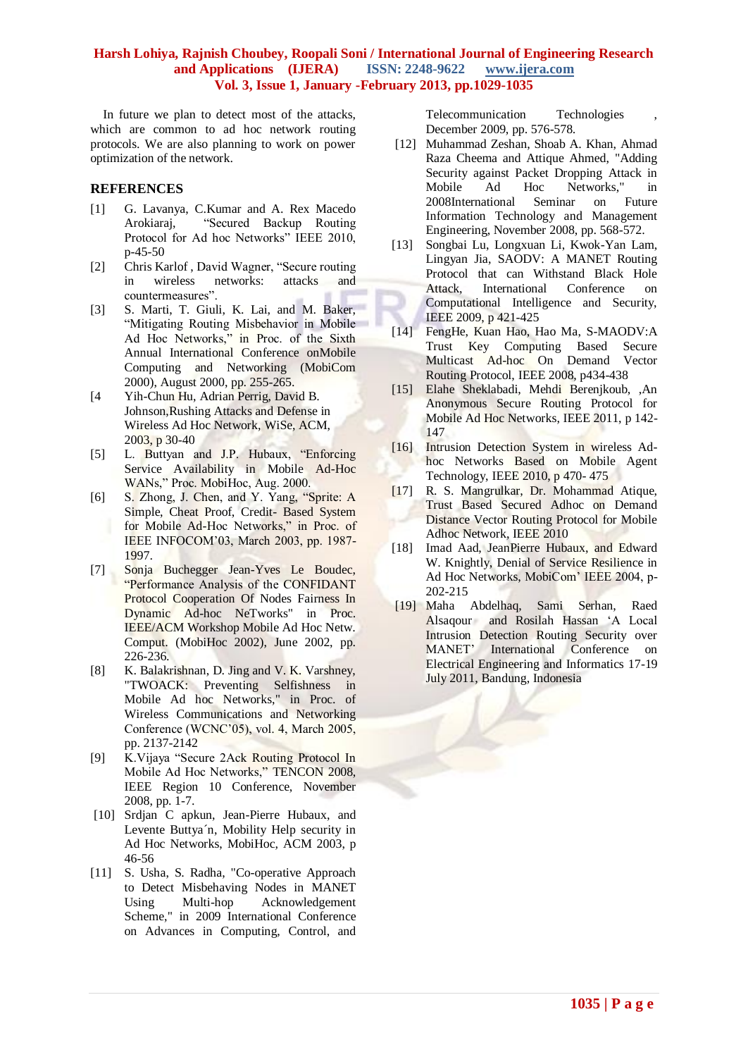In future we plan to detect most of the attacks, which are common to ad hoc network routing protocols. We are also planning to work on power optimization of the network.

## REFERENCES

[1] G. Lavanya, C.Kumar and A. Rex Macedo Arokiaraj, "Secured Backup Routing Protocol for Ad hoc Networks" IEEE 2010, p-45-50

[2] Chris Karlof , David Wagner, "Secure routing in wireless networks: attacks and countermeasures".

[3] S. Marti, T. Giuli, K. Lai, and M. Baker, "Mitigating Routing Misbehavior in Mobile Ad Hoc Networks," in Proc. of the Sixth Annual International Conference onMobile Computing and Networking (MobiCom 2000), August 2000, pp. 255-265.

[4 Yih-Chun Hu, Adrian Perrig, David B. Johnson,Rushing Attacks and Defense in Wireless Ad Hoc Network, WiSe, ACM, 2003, p 30-40

[5] L. Buttyan and J.P. Hubaux, "Enforcing Service Availability in Mobile Ad-Hoc WANs," Proc. MobiHoc, Aug. 2000.

[6] S. Zhong, J. Chen, and Y. Yang, "Sprite: A Simple, Cheat Proof, Credit- Based System for Mobile Ad-Hoc Networks," in Proc. of IEEE INFOCOM'03, March 2003, pp. 1987-1997.

[7] Sonja Buchegger Jean-Yves Le Boudec, "Performance Analysis of the CONFIDANT Protocol Cooperation Of Nodes Fairness In Dynamic Ad-hoc NeTworks" in Proc. IEEE/ACM Workshop Mobile Ad Hoc Netw. Comput. (MobiHoc 2002), June 2002, pp. 226-236.

[8] K. Balakrishnan, D. Jing and V. K. Varshney, "TWOACK: Preventing Selfishness in Mobile Ad hoc Networks," in Proc. of Wireless Communications and Networking Conference (WCNC'05), vol. 4, March 2005, pp. 2137-2142

[9] K.Vijaya "Secure 2Ack Routing Protocol In Mobile Ad Hoc Networks," TENCON 2008, IEEE Region 10 Conference, November 2008, pp. 1-7.

[10] Srdjan C apkun, Jean-Pierre Hubaux, and Levente Buttya´n, Mobility Help security in Ad Hoc Networks, MobiHoc, ACM 2003, p 46-56

[11] S. Usha, S. Radha, "Co-operative Approach to Detect Misbehaving Nodes in MANET Using Multi-hop Acknowledgement Scheme," in 2009 International Conference on Advances in Computing, Control, and Telecommunication Technologies , December 2009, pp. 576-578.

[12] Muhammad Zeshan, Shoab A. Khan, Ahmad Raza Cheema and Attique Ahmed, "Adding Security against Packet Dropping Attack in Mobile Ad Hoc Networks," in 2008International Seminar on Future Information Technology and Management Engineering, November 2008, pp. 568-572.

[13] Songbai Lu, Longxuan Li, Kwok-Yan Lam, Lingyan Jia, SAODV: A MANET Routing Protocol that can Withstand Black Hole Attack, International Conference on Computational Intelligence and Security, IEEE 2009, p 421-425

[14] FengHe, Kuan Hao, Hao Ma, S-MAODV:A Trust Key Computing Based Secure Multicast Ad-hoc On Demand Vector Routing Protocol, IEEE 2008, p434-438

[15] Elahe Sheklabadi, Mehdi Berenjkoub, ,An Anonymous Secure Routing Protocol for Mobile Ad Hoc Networks, IEEE 2011, p 142-147

[16] Intrusion Detection System in wireless Ad-hoc Networks Based on Mobile Agent Technology, IEEE 2010, p 470- 475

[17] R. S. Mangrulkar, Dr. Mohammad Atique, Trust Based Secured Adhoc on Demand Distance Vector Routing Protocol for Mobile Adhoc Network, IEEE 2010

[18] Imad Aad, JeanPierre Hubaux, and Edward W. Knightly, Denial of Service Resilience in Ad Hoc Networks, MobiCom' IEEE 2004, p-202-215

[19] Maha Abdelhaq, Sami Serhan, Raed Alsaqour and Rosilah Hassan 'A Local Intrusion Detection Routing Security over MANET' International Conference on Electrical Engineering and Informatics 17-19 July 2011, Bandung, Indonesia